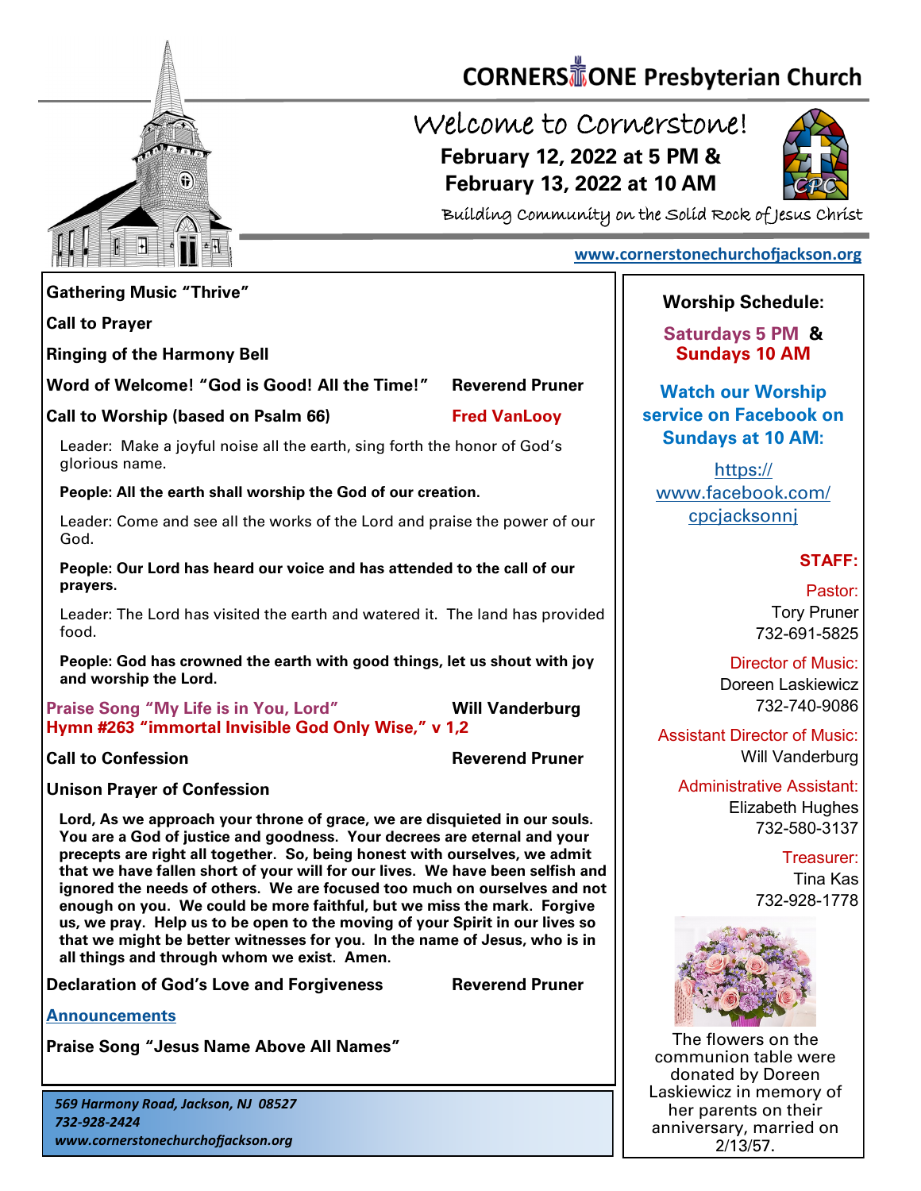# CORNERSTONE Presbyterian Church

## Welcome to Cornerstone!

**February 12, 2022 at 5 PM &**
**February 13, 2022 at 10 AM**

Building Community on the Solid Rock of Jesus Christ

www.cornerstonechurchofjackson.org

**Gathering Music "Thrive"**

**Call to Prayer**

**Ringing of the Harmony Bell**

**Word of Welcome! "God is Good! All the Time!"** — **Reverend Pruner**

**Call to Worship (based on Psalm 66)** — **Fred VanLooy**

Leader: Make a joyful noise all the earth, sing forth the honor of God's glorious name.

**People: All the earth shall worship the God of our creation.**

Leader: Come and see all the works of the Lord and praise the power of our God.

**People: Our Lord has heard our voice and has attended to the call of our prayers.**

Leader: The Lord has visited the earth and watered it. The land has provided food.

**People: God has crowned the earth with good things, let us shout with joy and worship the Lord.**

**Praise Song "My Life is in You, Lord"** — **Will Vanderburg**
**Hymn #263 "immortal Invisible God Only Wise," v 1,2**

**Call to Confession** — **Reverend Pruner**

**Unison Prayer of Confession**

**Lord, As we approach your throne of grace, we are disquieted in our souls. You are a God of justice and goodness. Your decrees are eternal and your precepts are right all together. So, being honest with ourselves, we admit that we have fallen short of your will for our lives. We have been selfish and ignored the needs of others. We are focused too much on ourselves and not enough on you. We could be more faithful, but we miss the mark. Forgive us, we pray. Help us to be open to the moving of your Spirit in our lives so that we might be better witnesses for you. In the name of Jesus, who is in all things and through whom we exist. Amen.**

**Declaration of God's Love and Forgiveness** — **Reverend Pruner**

**Announcements**

**Praise Song "Jesus Name Above All Names"**

*569 Harmony Road, Jackson, NJ 08527*
*732-928-2424*
*www.cornerstonechurchofjackson.org*

**Worship Schedule:**

**Saturdays 5 PM &**
**Sundays 10 AM**

**Watch our Worship service on Facebook on Sundays at 10 AM:**

https://www.facebook.com/cpcjacksonnj

**STAFF:**

Pastor:
Tory Pruner
732-691-5825

Director of Music:
Doreen Laskiewicz
732-740-9086

Assistant Director of Music:
Will Vanderburg

Administrative Assistant:
Elizabeth Hughes
732-580-3137

Treasurer:
Tina Kas
732-928-1778

The flowers on the communion table were donated by Doreen Laskiewicz in memory of her parents on their anniversary, married on 2/13/57.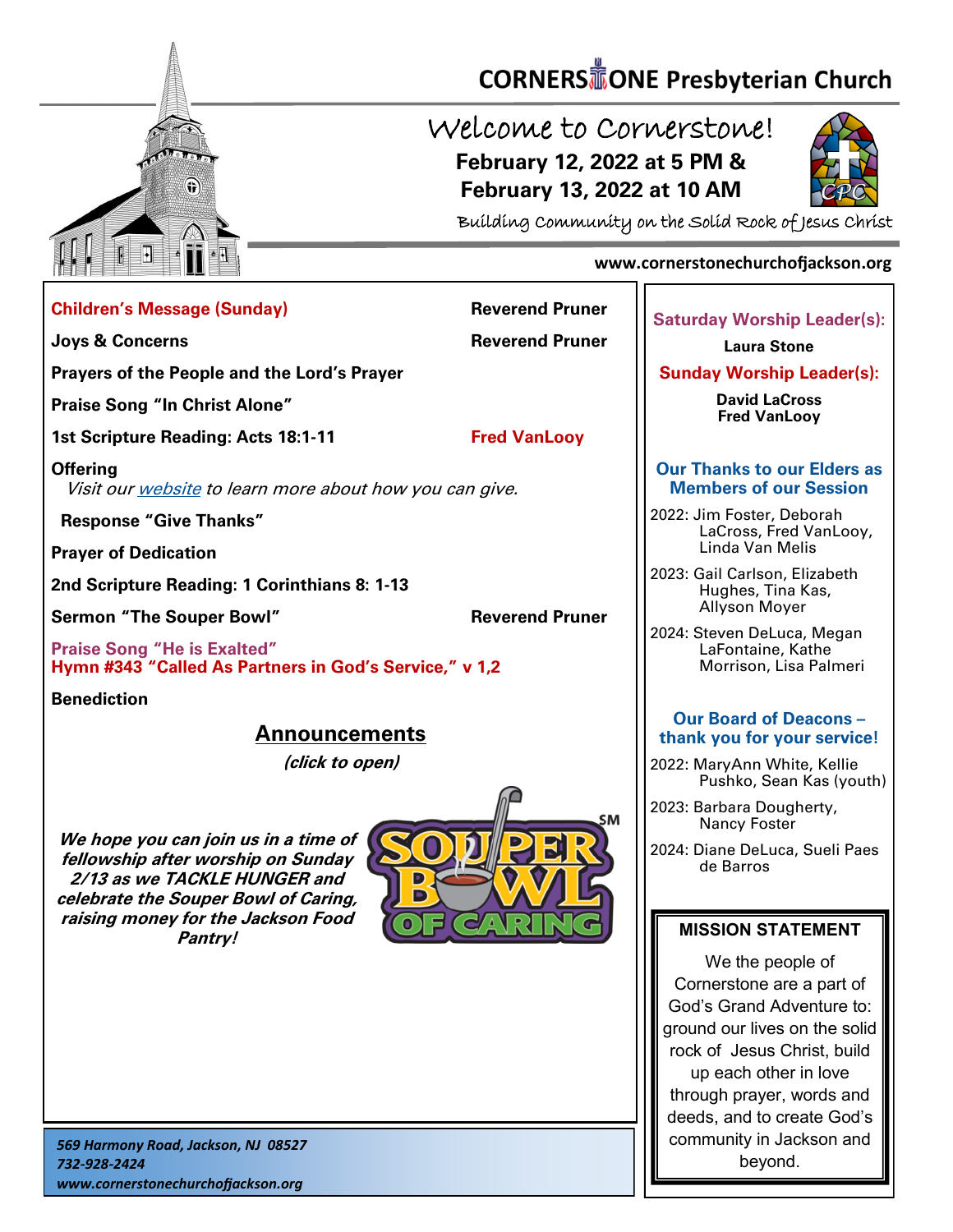# CORNERSTONE Presbyterian Church

## Welcome to Cornerstone!

**February 12, 2022 at 5 PM &**
**February 13, 2022 at 10 AM**

Building Community on the Solid Rock of Jesus Christ

www.cornerstonechurchofjackson.org

**Children's Message (Sunday)** — **Reverend Pruner**

**Joys & Concerns** — **Reverend Pruner**

**Prayers of the People and the Lord's Prayer**

**Praise Song "In Christ Alone"**

**1st Scripture Reading: Acts 18:1-11** — **Fred VanLooy**

**Offering**
*Visit our website to learn more about how you can give.*

**Response "Give Thanks"**

**Prayer of Dedication**

**2nd Scripture Reading: 1 Corinthians 8: 1-13**

**Sermon "The Souper Bowl"** — **Reverend Pruner**

**Praise Song "He is Exalted"**
**Hymn #343 "Called As Partners in God's Service," v 1,2**

**Benediction**

## Announcements

***(click to open)***

***We hope you can join us in a time of fellowship after worship on Sunday 2/13 as we TACKLE HUNGER and celebrate the Souper Bowl of Caring, raising money for the Jackson Food Pantry!***

SOUPER BOWL OF CARING SM

*569 Harmony Road, Jackson, NJ 08527*
*732-928-2424*
*www.cornerstonechurchofjackson.org*

**Saturday Worship Leader(s):**
**Laura Stone**

**Sunday Worship Leader(s):**
**David LaCross**
**Fred VanLooy**

**Our Thanks to our Elders as Members of our Session**

2022: Jim Foster, Deborah LaCross, Fred VanLooy, Linda Van Melis

2023: Gail Carlson, Elizabeth Hughes, Tina Kas, Allyson Moyer

2024: Steven DeLuca, Megan LaFontaine, Kathe Morrison, Lisa Palmeri

**Our Board of Deacons – thank you for your service!**

2022: MaryAnn White, Kellie Pushko, Sean Kas (youth)

2023: Barbara Dougherty, Nancy Foster

2024: Diane DeLuca, Sueli Paes de Barros

**MISSION STATEMENT**

We the people of Cornerstone are a part of God's Grand Adventure to: ground our lives on the solid rock of Jesus Christ, build up each other in love through prayer, words and deeds, and to create God's community in Jackson and beyond.